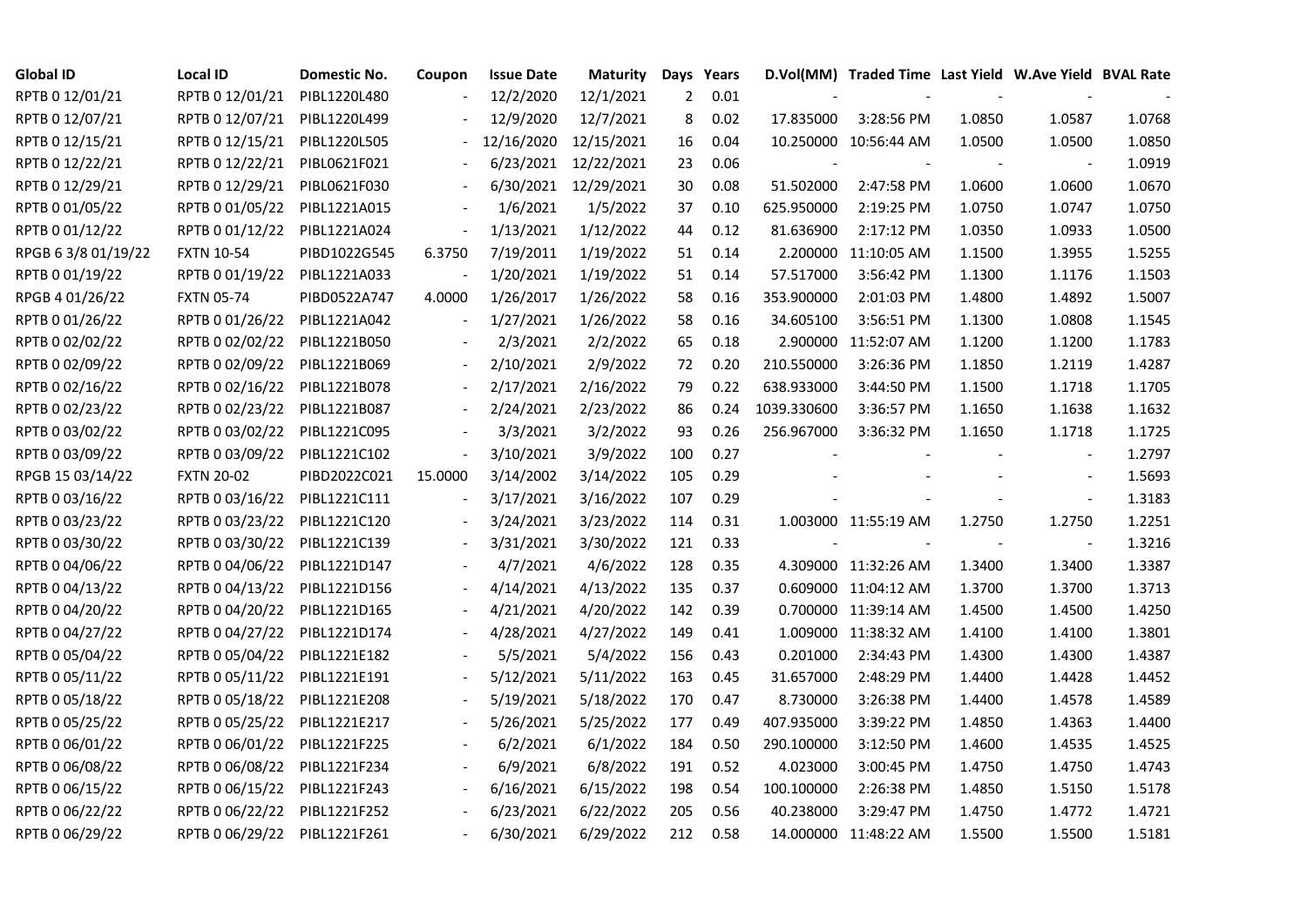| Global ID | Local ID | Domestic No. | Coupon | Issue Date | Maturity | Days | Years | D.Vol(MM) | Traded Time | Last Yield | W.Ave Yield | BVAL Rate |
|---|---|---|---|---|---|---|---|---|---|---|---|---|
| RPTB 0 12/01/21 | RPTB 0 12/01/21 | PIBL1220L480 | - | 12/2/2020 | 12/1/2021 | 2 | 0.01 | - | - | - | - | - |
| RPTB 0 12/07/21 | RPTB 0 12/07/21 | PIBL1220L499 | - | 12/9/2020 | 12/7/2021 | 8 | 0.02 | 17.835000 | 3:28:56 PM | 1.0850 | 1.0587 | 1.0768 |
| RPTB 0 12/15/21 | RPTB 0 12/15/21 | PIBL1220L505 | - | 12/16/2020 | 12/15/2021 | 16 | 0.04 | 10.250000 | 10:56:44 AM | 1.0500 | 1.0500 | 1.0850 |
| RPTB 0 12/22/21 | RPTB 0 12/22/21 | PIBL0621F021 | - | 6/23/2021 | 12/22/2021 | 23 | 0.06 | - | - | - | - | 1.0919 |
| RPTB 0 12/29/21 | RPTB 0 12/29/21 | PIBL0621F030 | - | 6/30/2021 | 12/29/2021 | 30 | 0.08 | 51.502000 | 2:47:58 PM | 1.0600 | 1.0600 | 1.0670 |
| RPTB 0 01/05/22 | RPTB 0 01/05/22 | PIBL1221A015 | - | 1/6/2021 | 1/5/2022 | 37 | 0.10 | 625.950000 | 2:19:25 PM | 1.0750 | 1.0747 | 1.0750 |
| RPTB 0 01/12/22 | RPTB 0 01/12/22 | PIBL1221A024 | - | 1/13/2021 | 1/12/2022 | 44 | 0.12 | 81.636900 | 2:17:12 PM | 1.0350 | 1.0933 | 1.0500 |
| RPGB 6 3/8 01/19/22 | FXTN 10-54 | PIBD1022G545 | 6.3750 | 7/19/2011 | 1/19/2022 | 51 | 0.14 | 2.200000 | 11:10:05 AM | 1.1500 | 1.3955 | 1.5255 |
| RPTB 0 01/19/22 | RPTB 0 01/19/22 | PIBL1221A033 | - | 1/20/2021 | 1/19/2022 | 51 | 0.14 | 57.517000 | 3:56:42 PM | 1.1300 | 1.1176 | 1.1503 |
| RPGB 4 01/26/22 | FXTN 05-74 | PIBD0522A747 | 4.0000 | 1/26/2017 | 1/26/2022 | 58 | 0.16 | 353.900000 | 2:01:03 PM | 1.4800 | 1.4892 | 1.5007 |
| RPTB 0 01/26/22 | RPTB 0 01/26/22 | PIBL1221A042 | - | 1/27/2021 | 1/26/2022 | 58 | 0.16 | 34.605100 | 3:56:51 PM | 1.1300 | 1.0808 | 1.1545 |
| RPTB 0 02/02/22 | RPTB 0 02/02/22 | PIBL1221B050 | - | 2/3/2021 | 2/2/2022 | 65 | 0.18 | 2.900000 | 11:52:07 AM | 1.1200 | 1.1200 | 1.1783 |
| RPTB 0 02/09/22 | RPTB 0 02/09/22 | PIBL1221B069 | - | 2/10/2021 | 2/9/2022 | 72 | 0.20 | 210.550000 | 3:26:36 PM | 1.1850 | 1.2119 | 1.4287 |
| RPTB 0 02/16/22 | RPTB 0 02/16/22 | PIBL1221B078 | - | 2/17/2021 | 2/16/2022 | 79 | 0.22 | 638.933000 | 3:44:50 PM | 1.1500 | 1.1718 | 1.1705 |
| RPTB 0 02/23/22 | RPTB 0 02/23/22 | PIBL1221B087 | - | 2/24/2021 | 2/23/2022 | 86 | 0.24 | 1039.330600 | 3:36:57 PM | 1.1650 | 1.1638 | 1.1632 |
| RPTB 0 03/02/22 | RPTB 0 03/02/22 | PIBL1221C095 | - | 3/3/2021 | 3/2/2022 | 93 | 0.26 | 256.967000 | 3:36:32 PM | 1.1650 | 1.1718 | 1.1725 |
| RPTB 0 03/09/22 | RPTB 0 03/09/22 | PIBL1221C102 | - | 3/10/2021 | 3/9/2022 | 100 | 0.27 | - | - | - | - | 1.2797 |
| RPGB 15 03/14/22 | FXTN 20-02 | PIBD2022C021 | 15.0000 | 3/14/2002 | 3/14/2022 | 105 | 0.29 | - | - | - | - | 1.5693 |
| RPTB 0 03/16/22 | RPTB 0 03/16/22 | PIBL1221C111 | - | 3/17/2021 | 3/16/2022 | 107 | 0.29 | - | - | - | - | 1.3183 |
| RPTB 0 03/23/22 | RPTB 0 03/23/22 | PIBL1221C120 | - | 3/24/2021 | 3/23/2022 | 114 | 0.31 | 1.003000 | 11:55:19 AM | 1.2750 | 1.2750 | 1.2251 |
| RPTB 0 03/30/22 | RPTB 0 03/30/22 | PIBL1221C139 | - | 3/31/2021 | 3/30/2022 | 121 | 0.33 | - | - | - | - | 1.3216 |
| RPTB 0 04/06/22 | RPTB 0 04/06/22 | PIBL1221D147 | - | 4/7/2021 | 4/6/2022 | 128 | 0.35 | 4.309000 | 11:32:26 AM | 1.3400 | 1.3400 | 1.3387 |
| RPTB 0 04/13/22 | RPTB 0 04/13/22 | PIBL1221D156 | - | 4/14/2021 | 4/13/2022 | 135 | 0.37 | 0.609000 | 11:04:12 AM | 1.3700 | 1.3700 | 1.3713 |
| RPTB 0 04/20/22 | RPTB 0 04/20/22 | PIBL1221D165 | - | 4/21/2021 | 4/20/2022 | 142 | 0.39 | 0.700000 | 11:39:14 AM | 1.4500 | 1.4500 | 1.4250 |
| RPTB 0 04/27/22 | RPTB 0 04/27/22 | PIBL1221D174 | - | 4/28/2021 | 4/27/2022 | 149 | 0.41 | 1.009000 | 11:38:32 AM | 1.4100 | 1.4100 | 1.3801 |
| RPTB 0 05/04/22 | RPTB 0 05/04/22 | PIBL1221E182 | - | 5/5/2021 | 5/4/2022 | 156 | 0.43 | 0.201000 | 2:34:43 PM | 1.4300 | 1.4300 | 1.4387 |
| RPTB 0 05/11/22 | RPTB 0 05/11/22 | PIBL1221E191 | - | 5/12/2021 | 5/11/2022 | 163 | 0.45 | 31.657000 | 2:48:29 PM | 1.4400 | 1.4428 | 1.4452 |
| RPTB 0 05/18/22 | RPTB 0 05/18/22 | PIBL1221E208 | - | 5/19/2021 | 5/18/2022 | 170 | 0.47 | 8.730000 | 3:26:38 PM | 1.4400 | 1.4578 | 1.4589 |
| RPTB 0 05/25/22 | RPTB 0 05/25/22 | PIBL1221E217 | - | 5/26/2021 | 5/25/2022 | 177 | 0.49 | 407.935000 | 3:39:22 PM | 1.4850 | 1.4363 | 1.4400 |
| RPTB 0 06/01/22 | RPTB 0 06/01/22 | PIBL1221F225 | - | 6/2/2021 | 6/1/2022 | 184 | 0.50 | 290.100000 | 3:12:50 PM | 1.4600 | 1.4535 | 1.4525 |
| RPTB 0 06/08/22 | RPTB 0 06/08/22 | PIBL1221F234 | - | 6/9/2021 | 6/8/2022 | 191 | 0.52 | 4.023000 | 3:00:45 PM | 1.4750 | 1.4750 | 1.4743 |
| RPTB 0 06/15/22 | RPTB 0 06/15/22 | PIBL1221F243 | - | 6/16/2021 | 6/15/2022 | 198 | 0.54 | 100.100000 | 2:26:38 PM | 1.4850 | 1.5150 | 1.5178 |
| RPTB 0 06/22/22 | RPTB 0 06/22/22 | PIBL1221F252 | - | 6/23/2021 | 6/22/2022 | 205 | 0.56 | 40.238000 | 3:29:47 PM | 1.4750 | 1.4772 | 1.4721 |
| RPTB 0 06/29/22 | RPTB 0 06/29/22 | PIBL1221F261 | - | 6/30/2021 | 6/29/2022 | 212 | 0.58 | 14.000000 | 11:48:22 AM | 1.5500 | 1.5500 | 1.5181 |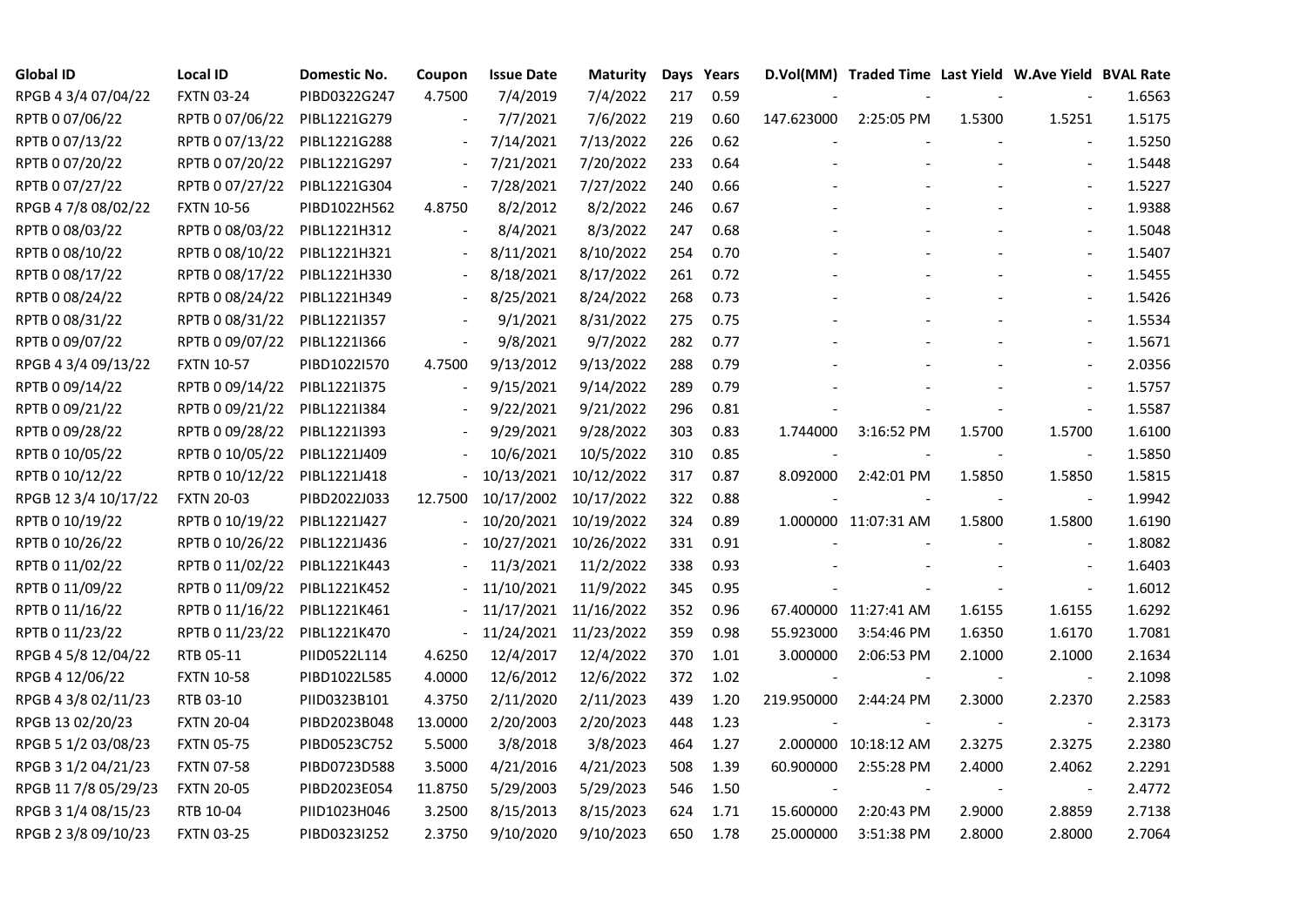| Global ID | Local ID | Domestic No. | Coupon | Issue Date | Maturity | Days | Years | D.Vol(MM) | Traded Time | Last Yield | W.Ave Yield | BVAL Rate |
|---|---|---|---|---|---|---|---|---|---|---|---|---|
| RPGB 4 3/4 07/04/22 | FXTN 03-24 | PIBD0322G247 | 4.7500 | 7/4/2019 | 7/4/2022 | 217 | 0.59 | - | - | - | - | 1.6563 |
| RPTB 0 07/06/22 | RPTB 0 07/06/22 | PIBL1221G279 | - | 7/7/2021 | 7/6/2022 | 219 | 0.60 | 147.623000 | 2:25:05 PM | 1.5300 | 1.5251 | 1.5175 |
| RPTB 0 07/13/22 | RPTB 0 07/13/22 | PIBL1221G288 | - | 7/14/2021 | 7/13/2022 | 226 | 0.62 | - | - | - | - | 1.5250 |
| RPTB 0 07/20/22 | RPTB 0 07/20/22 | PIBL1221G297 | - | 7/21/2021 | 7/20/2022 | 233 | 0.64 | - | - | - | - | 1.5448 |
| RPTB 0 07/27/22 | RPTB 0 07/27/22 | PIBL1221G304 | - | 7/28/2021 | 7/27/2022 | 240 | 0.66 | - | - | - | - | 1.5227 |
| RPGB 4 7/8 08/02/22 | FXTN 10-56 | PIBD1022H562 | 4.8750 | 8/2/2012 | 8/2/2022 | 246 | 0.67 | - | - | - | - | 1.9388 |
| RPTB 0 08/03/22 | RPTB 0 08/03/22 | PIBL1221H312 | - | 8/4/2021 | 8/3/2022 | 247 | 0.68 | - | - | - | - | 1.5048 |
| RPTB 0 08/10/22 | RPTB 0 08/10/22 | PIBL1221H321 | - | 8/11/2021 | 8/10/2022 | 254 | 0.70 | - | - | - | - | 1.5407 |
| RPTB 0 08/17/22 | RPTB 0 08/17/22 | PIBL1221H330 | - | 8/18/2021 | 8/17/2022 | 261 | 0.72 | - | - | - | - | 1.5455 |
| RPTB 0 08/24/22 | RPTB 0 08/24/22 | PIBL1221H349 | - | 8/25/2021 | 8/24/2022 | 268 | 0.73 | - | - | - | - | 1.5426 |
| RPTB 0 08/31/22 | RPTB 0 08/31/22 | PIBL1221I357 | - | 9/1/2021 | 8/31/2022 | 275 | 0.75 | - | - | - | - | 1.5534 |
| RPTB 0 09/07/22 | RPTB 0 09/07/22 | PIBL1221I366 | - | 9/8/2021 | 9/7/2022 | 282 | 0.77 | - | - | - | - | 1.5671 |
| RPGB 4 3/4 09/13/22 | FXTN 10-57 | PIBD1022I570 | 4.7500 | 9/13/2012 | 9/13/2022 | 288 | 0.79 | - | - | - | - | 2.0356 |
| RPTB 0 09/14/22 | RPTB 0 09/14/22 | PIBL1221I375 | - | 9/15/2021 | 9/14/2022 | 289 | 0.79 | - | - | - | - | 1.5757 |
| RPTB 0 09/21/22 | RPTB 0 09/21/22 | PIBL1221I384 | - | 9/22/2021 | 9/21/2022 | 296 | 0.81 | - | - | - | - | 1.5587 |
| RPTB 0 09/28/22 | RPTB 0 09/28/22 | PIBL1221I393 | - | 9/29/2021 | 9/28/2022 | 303 | 0.83 | 1.744000 | 3:16:52 PM | 1.5700 | 1.5700 | 1.6100 |
| RPTB 0 10/05/22 | RPTB 0 10/05/22 | PIBL1221J409 | - | 10/6/2021 | 10/5/2022 | 310 | 0.85 | - | - | - | - | 1.5850 |
| RPTB 0 10/12/22 | RPTB 0 10/12/22 | PIBL1221J418 | - | 10/13/2021 | 10/12/2022 | 317 | 0.87 | 8.092000 | 2:42:01 PM | 1.5850 | 1.5850 | 1.5815 |
| RPGB 12 3/4 10/17/22 | FXTN 20-03 | PIBD2022J033 | 12.7500 | 10/17/2002 | 10/17/2022 | 322 | 0.88 | - | - | - | - | 1.9942 |
| RPTB 0 10/19/22 | RPTB 0 10/19/22 | PIBL1221J427 | - | 10/20/2021 | 10/19/2022 | 324 | 0.89 | 1.000000 | 11:07:31 AM | 1.5800 | 1.5800 | 1.6190 |
| RPTB 0 10/26/22 | RPTB 0 10/26/22 | PIBL1221J436 | - | 10/27/2021 | 10/26/2022 | 331 | 0.91 | - | - | - | - | 1.8082 |
| RPTB 0 11/02/22 | RPTB 0 11/02/22 | PIBL1221K443 | - | 11/3/2021 | 11/2/2022 | 338 | 0.93 | - | - | - | - | 1.6403 |
| RPTB 0 11/09/22 | RPTB 0 11/09/22 | PIBL1221K452 | - | 11/10/2021 | 11/9/2022 | 345 | 0.95 | - | - | - | - | 1.6012 |
| RPTB 0 11/16/22 | RPTB 0 11/16/22 | PIBL1221K461 | - | 11/17/2021 | 11/16/2022 | 352 | 0.96 | 67.400000 | 11:27:41 AM | 1.6155 | 1.6155 | 1.6292 |
| RPTB 0 11/23/22 | RPTB 0 11/23/22 | PIBL1221K470 | - | 11/24/2021 | 11/23/2022 | 359 | 0.98 | 55.923000 | 3:54:46 PM | 1.6350 | 1.6170 | 1.7081 |
| RPGB 4 5/8 12/04/22 | RTB 05-11 | PIID0522L114 | 4.6250 | 12/4/2017 | 12/4/2022 | 370 | 1.01 | 3.000000 | 2:06:53 PM | 2.1000 | 2.1000 | 2.1634 |
| RPGB 4 12/06/22 | FXTN 10-58 | PIBD1022L585 | 4.0000 | 12/6/2012 | 12/6/2022 | 372 | 1.02 | - | - | - | - | 2.1098 |
| RPGB 4 3/8 02/11/23 | RTB 03-10 | PIID0323B101 | 4.3750 | 2/11/2020 | 2/11/2023 | 439 | 1.20 | 219.950000 | 2:44:24 PM | 2.3000 | 2.2370 | 2.2583 |
| RPGB 13 02/20/23 | FXTN 20-04 | PIBD2023B048 | 13.0000 | 2/20/2003 | 2/20/2023 | 448 | 1.23 | - | - | - | - | 2.3173 |
| RPGB 5 1/2 03/08/23 | FXTN 05-75 | PIBD0523C752 | 5.5000 | 3/8/2018 | 3/8/2023 | 464 | 1.27 | 2.000000 | 10:18:12 AM | 2.3275 | 2.3275 | 2.2380 |
| RPGB 3 1/2 04/21/23 | FXTN 07-58 | PIBD0723D588 | 3.5000 | 4/21/2016 | 4/21/2023 | 508 | 1.39 | 60.900000 | 2:55:28 PM | 2.4000 | 2.4062 | 2.2291 |
| RPGB 11 7/8 05/29/23 | FXTN 20-05 | PIBD2023E054 | 11.8750 | 5/29/2003 | 5/29/2023 | 546 | 1.50 | - | - | - | - | 2.4772 |
| RPGB 3 1/4 08/15/23 | RTB 10-04 | PIID1023H046 | 3.2500 | 8/15/2013 | 8/15/2023 | 624 | 1.71 | 15.600000 | 2:20:43 PM | 2.9000 | 2.8859 | 2.7138 |
| RPGB 2 3/8 09/10/23 | FXTN 03-25 | PIBD0323I252 | 2.3750 | 9/10/2020 | 9/10/2023 | 650 | 1.78 | 25.000000 | 3:51:38 PM | 2.8000 | 2.8000 | 2.7064 |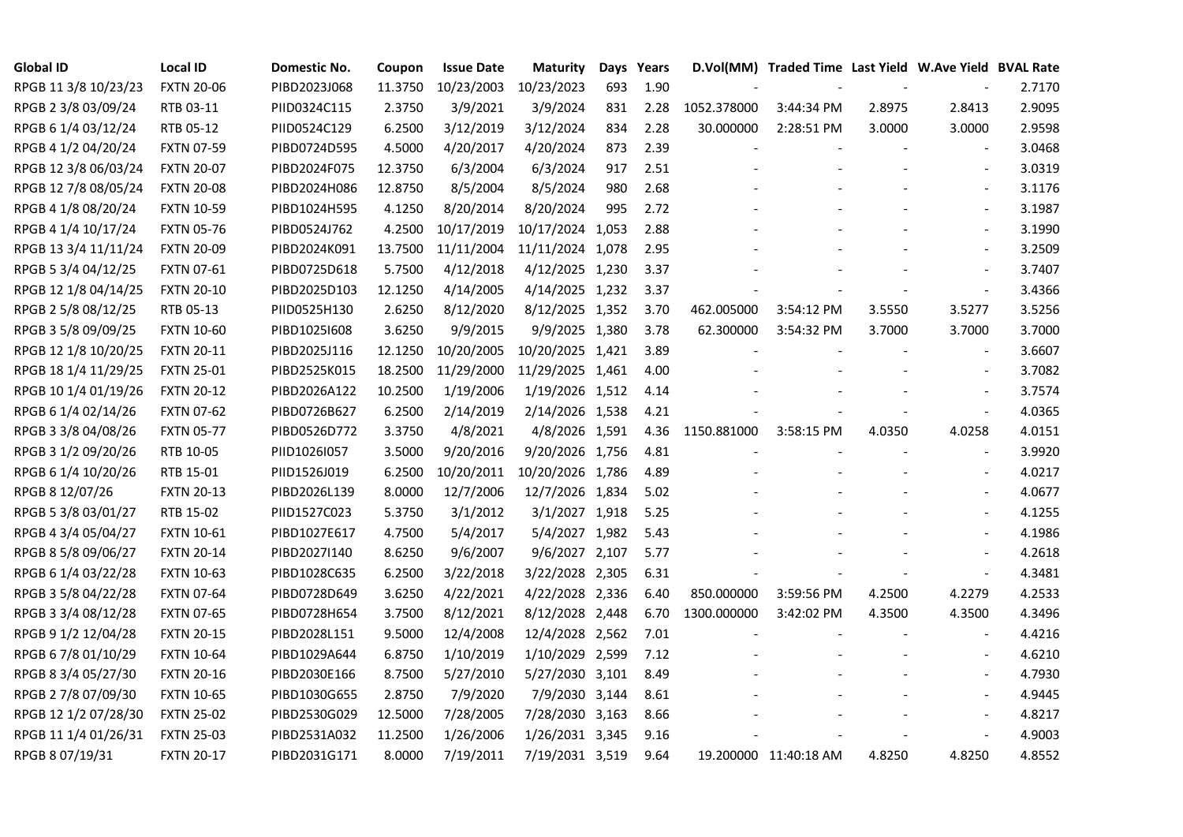| Global ID | Local ID | Domestic No. | Coupon | Issue Date | Maturity | Days | Years | D.Vol(MM) | Traded Time | Last Yield | W.Ave Yield | BVAL Rate |
|---|---|---|---|---|---|---|---|---|---|---|---|---|
| RPGB 11 3/8 10/23/23 | FXTN 20-06 | PIBD2023J068 | 11.3750 | 10/23/2003 | 10/23/2023 | 693 | 1.90 | - | - | - | - | 2.7170 |
| RPGB 2 3/8 03/09/24 | RTB 03-11 | PIID0324C115 | 2.3750 | 3/9/2021 | 3/9/2024 | 831 | 2.28 | 1052.378000 | 3:44:34 PM | 2.8975 | 2.8413 | 2.9095 |
| RPGB 6 1/4 03/12/24 | RTB 05-12 | PIID0524C129 | 6.2500 | 3/12/2019 | 3/12/2024 | 834 | 2.28 | 30.000000 | 2:28:51 PM | 3.0000 | 3.0000 | 2.9598 |
| RPGB 4 1/2 04/20/24 | FXTN 07-59 | PIBD0724D595 | 4.5000 | 4/20/2017 | 4/20/2024 | 873 | 2.39 | - | - | - | - | 3.0468 |
| RPGB 12 3/8 06/03/24 | FXTN 20-07 | PIBD2024F075 | 12.3750 | 6/3/2004 | 6/3/2024 | 917 | 2.51 | - | - | - | - | 3.0319 |
| RPGB 12 7/8 08/05/24 | FXTN 20-08 | PIBD2024H086 | 12.8750 | 8/5/2004 | 8/5/2024 | 980 | 2.68 | - | - | - | - | 3.1176 |
| RPGB 4 1/8 08/20/24 | FXTN 10-59 | PIBD1024H595 | 4.1250 | 8/20/2014 | 8/20/2024 | 995 | 2.72 | - | - | - | - | 3.1987 |
| RPGB 4 1/4 10/17/24 | FXTN 05-76 | PIBD0524J762 | 4.2500 | 10/17/2019 | 10/17/2024 | 1,053 | 2.88 | - | - | - | - | 3.1990 |
| RPGB 13 3/4 11/11/24 | FXTN 20-09 | PIBD2024K091 | 13.7500 | 11/11/2004 | 11/11/2024 | 1,078 | 2.95 | - | - | - | - | 3.2509 |
| RPGB 5 3/4 04/12/25 | FXTN 07-61 | PIBD0725D618 | 5.7500 | 4/12/2018 | 4/12/2025 | 1,230 | 3.37 | - | - | - | - | 3.7407 |
| RPGB 12 1/8 04/14/25 | FXTN 20-10 | PIBD2025D103 | 12.1250 | 4/14/2005 | 4/14/2025 | 1,232 | 3.37 | - | - | - | - | 3.4366 |
| RPGB 2 5/8 08/12/25 | RTB 05-13 | PIID0525H130 | 2.6250 | 8/12/2020 | 8/12/2025 | 1,352 | 3.70 | 462.005000 | 3:54:12 PM | 3.5550 | 3.5277 | 3.5256 |
| RPGB 3 5/8 09/09/25 | FXTN 10-60 | PIBD1025I608 | 3.6250 | 9/9/2015 | 9/9/2025 | 1,380 | 3.78 | 62.300000 | 3:54:32 PM | 3.7000 | 3.7000 | 3.7000 |
| RPGB 12 1/8 10/20/25 | FXTN 20-11 | PIBD2025J116 | 12.1250 | 10/20/2005 | 10/20/2025 | 1,421 | 3.89 | - | - | - | - | 3.6607 |
| RPGB 18 1/4 11/29/25 | FXTN 25-01 | PIBD2525K015 | 18.2500 | 11/29/2000 | 11/29/2025 | 1,461 | 4.00 | - | - | - | - | 3.7082 |
| RPGB 10 1/4 01/19/26 | FXTN 20-12 | PIBD2026A122 | 10.2500 | 1/19/2006 | 1/19/2026 | 1,512 | 4.14 | - | - | - | - | 3.7574 |
| RPGB 6 1/4 02/14/26 | FXTN 07-62 | PIBD0726B627 | 6.2500 | 2/14/2019 | 2/14/2026 | 1,538 | 4.21 | - | - | - | - | 4.0365 |
| RPGB 3 3/8 04/08/26 | FXTN 05-77 | PIBD0526D772 | 3.3750 | 4/8/2021 | 4/8/2026 | 1,591 | 4.36 | 1150.881000 | 3:58:15 PM | 4.0350 | 4.0258 | 4.0151 |
| RPGB 3 1/2 09/20/26 | RTB 10-05 | PIID1026I057 | 3.5000 | 9/20/2016 | 9/20/2026 | 1,756 | 4.81 | - | - | - | - | 3.9920 |
| RPGB 6 1/4 10/20/26 | RTB 15-01 | PIID1526J019 | 6.2500 | 10/20/2011 | 10/20/2026 | 1,786 | 4.89 | - | - | - | - | 4.0217 |
| RPGB 8 12/07/26 | FXTN 20-13 | PIBD2026L139 | 8.0000 | 12/7/2006 | 12/7/2026 | 1,834 | 5.02 | - | - | - | - | 4.0677 |
| RPGB 5 3/8 03/01/27 | RTB 15-02 | PIID1527C023 | 5.3750 | 3/1/2012 | 3/1/2027 | 1,918 | 5.25 | - | - | - | - | 4.1255 |
| RPGB 4 3/4 05/04/27 | FXTN 10-61 | PIBD1027E617 | 4.7500 | 5/4/2017 | 5/4/2027 | 1,982 | 5.43 | - | - | - | - | 4.1986 |
| RPGB 8 5/8 09/06/27 | FXTN 20-14 | PIBD2027I140 | 8.6250 | 9/6/2007 | 9/6/2027 | 2,107 | 5.77 | - | - | - | - | 4.2618 |
| RPGB 6 1/4 03/22/28 | FXTN 10-63 | PIBD1028C635 | 6.2500 | 3/22/2018 | 3/22/2028 | 2,305 | 6.31 | - | - | - | - | 4.3481 |
| RPGB 3 5/8 04/22/28 | FXTN 07-64 | PIBD0728D649 | 3.6250 | 4/22/2021 | 4/22/2028 | 2,336 | 6.40 | 850.000000 | 3:59:56 PM | 4.2500 | 4.2279 | 4.2533 |
| RPGB 3 3/4 08/12/28 | FXTN 07-65 | PIBD0728H654 | 3.7500 | 8/12/2021 | 8/12/2028 | 2,448 | 6.70 | 1300.000000 | 3:42:02 PM | 4.3500 | 4.3500 | 4.3496 |
| RPGB 9 1/2 12/04/28 | FXTN 20-15 | PIBD2028L151 | 9.5000 | 12/4/2008 | 12/4/2028 | 2,562 | 7.01 | - | - | - | - | 4.4216 |
| RPGB 6 7/8 01/10/29 | FXTN 10-64 | PIBD1029A644 | 6.8750 | 1/10/2019 | 1/10/2029 | 2,599 | 7.12 | - | - | - | - | 4.6210 |
| RPGB 8 3/4 05/27/30 | FXTN 20-16 | PIBD2030E166 | 8.7500 | 5/27/2010 | 5/27/2030 | 3,101 | 8.49 | - | - | - | - | 4.7930 |
| RPGB 2 7/8 07/09/30 | FXTN 10-65 | PIBD1030G655 | 2.8750 | 7/9/2020 | 7/9/2030 | 3,144 | 8.61 | - | - | - | - | 4.9445 |
| RPGB 12 1/2 07/28/30 | FXTN 25-02 | PIBD2530G029 | 12.5000 | 7/28/2005 | 7/28/2030 | 3,163 | 8.66 | - | - | - | - | 4.8217 |
| RPGB 11 1/4 01/26/31 | FXTN 25-03 | PIBD2531A032 | 11.2500 | 1/26/2006 | 1/26/2031 | 3,345 | 9.16 | - | - | - | - | 4.9003 |
| RPGB 8 07/19/31 | FXTN 20-17 | PIBD2031G171 | 8.0000 | 7/19/2011 | 7/19/2031 | 3,519 | 9.64 | 19.200000 | 11:40:18 AM | 4.8250 | 4.8250 | 4.8552 |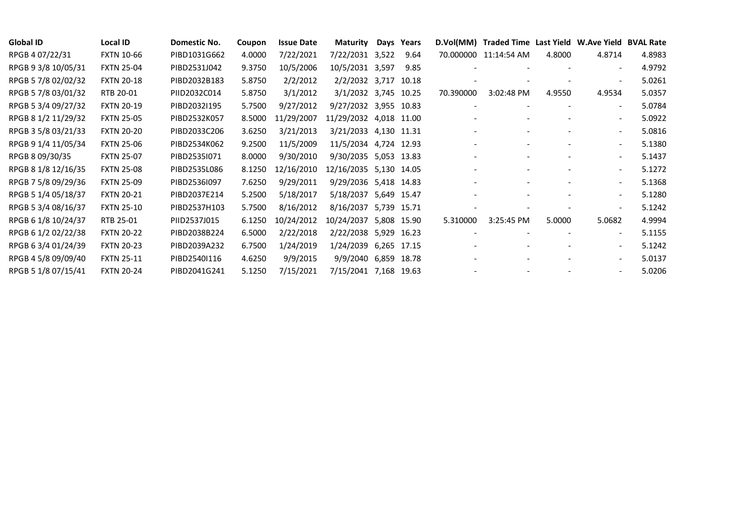| Global ID | Local ID | Domestic No. | Coupon | Issue Date | Maturity | Days | Years | D.Vol(MM) | Traded Time | Last Yield | W.Ave Yield | BVAL Rate |
|---|---|---|---|---|---|---|---|---|---|---|---|---|
| RPGB 4 07/22/31 | FXTN 10-66 | PIBD1031G662 | 4.0000 | 7/22/2021 | 7/22/2031 | 3,522 | 9.64 | 70.000000 | 11:14:54 AM | 4.8000 | 4.8714 | 4.8983 |
| RPGB 9 3/8 10/05/31 | FXTN 25-04 | PIBD2531J042 | 9.3750 | 10/5/2006 | 10/5/2031 | 3,597 | 9.85 | - | - | - | - | 4.9792 |
| RPGB 5 7/8 02/02/32 | FXTN 20-18 | PIBD2032B183 | 5.8750 | 2/2/2012 | 2/2/2032 | 3,717 | 10.18 | - | - | - | - | 5.0261 |
| RPGB 5 7/8 03/01/32 | RTB 20-01 | PIID2032C014 | 5.8750 | 3/1/2012 | 3/1/2032 | 3,745 | 10.25 | 70.390000 | 3:02:48 PM | 4.9550 | 4.9534 | 5.0357 |
| RPGB 5 3/4 09/27/32 | FXTN 20-19 | PIBD2032I195 | 5.7500 | 9/27/2012 | 9/27/2032 | 3,955 | 10.83 | - | - | - | - | 5.0784 |
| RPGB 8 1/2 11/29/32 | FXTN 25-05 | PIBD2532K057 | 8.5000 | 11/29/2007 | 11/29/2032 | 4,018 | 11.00 | - | - | - | - | 5.0922 |
| RPGB 3 5/8 03/21/33 | FXTN 20-20 | PIBD2033C206 | 3.6250 | 3/21/2013 | 3/21/2033 | 4,130 | 11.31 | - | - | - | - | 5.0816 |
| RPGB 9 1/4 11/05/34 | FXTN 25-06 | PIBD2534K062 | 9.2500 | 11/5/2009 | 11/5/2034 | 4,724 | 12.93 | - | - | - | - | 5.1380 |
| RPGB 8 09/30/35 | FXTN 25-07 | PIBD2535I071 | 8.0000 | 9/30/2010 | 9/30/2035 | 5,053 | 13.83 | - | - | - | - | 5.1437 |
| RPGB 8 1/8 12/16/35 | FXTN 25-08 | PIBD2535L086 | 8.1250 | 12/16/2010 | 12/16/2035 | 5,130 | 14.05 | - | - | - | - | 5.1272 |
| RPGB 7 5/8 09/29/36 | FXTN 25-09 | PIBD2536I097 | 7.6250 | 9/29/2011 | 9/29/2036 | 5,418 | 14.83 | - | - | - | - | 5.1368 |
| RPGB 5 1/4 05/18/37 | FXTN 20-21 | PIBD2037E214 | 5.2500 | 5/18/2017 | 5/18/2037 | 5,649 | 15.47 | - | - | - | - | 5.1280 |
| RPGB 5 3/4 08/16/37 | FXTN 25-10 | PIBD2537H103 | 5.7500 | 8/16/2012 | 8/16/2037 | 5,739 | 15.71 | - | - | - | - | 5.1242 |
| RPGB 6 1/8 10/24/37 | RTB 25-01 | PIID2537J015 | 6.1250 | 10/24/2012 | 10/24/2037 | 5,808 | 15.90 | 5.310000 | 3:25:45 PM | 5.0000 | 5.0682 | 4.9994 |
| RPGB 6 1/2 02/22/38 | FXTN 20-22 | PIBD2038B224 | 6.5000 | 2/22/2018 | 2/22/2038 | 5,929 | 16.23 | - | - | - | - | 5.1155 |
| RPGB 6 3/4 01/24/39 | FXTN 20-23 | PIBD2039A232 | 6.7500 | 1/24/2019 | 1/24/2039 | 6,265 | 17.15 | - | - | - | - | 5.1242 |
| RPGB 4 5/8 09/09/40 | FXTN 25-11 | PIBD2540I116 | 4.6250 | 9/9/2015 | 9/9/2040 | 6,859 | 18.78 | - | - | - | - | 5.0137 |
| RPGB 5 1/8 07/15/41 | FXTN 20-24 | PIBD2041G241 | 5.1250 | 7/15/2021 | 7/15/2041 | 7,168 | 19.63 | - | - | - | - | 5.0206 |